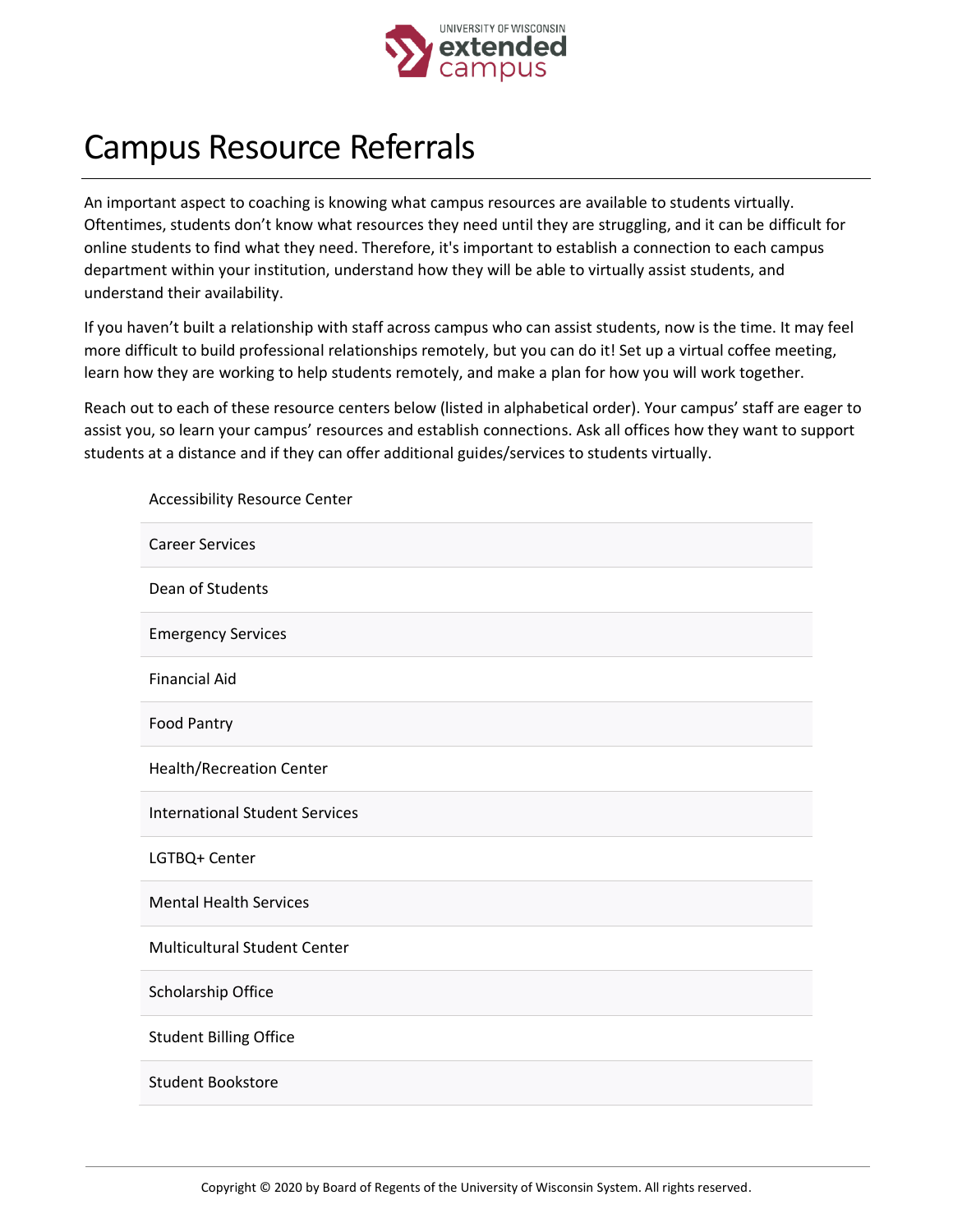# Campus Resource Referrals

An important aspect to coaching is knowing what campus resources are available to students virtually. Oftentimes, students don't know what resources they need until they are struggling, and it can be difficult for online students to find what they need. Therefore, it's important to establish a connection to each campus department within your institution, understand how they will be able to virtually assist students, and understand their availability.

If you haven't built a relationship with staff across campus who can assist students, now is the time. It may feel more difficult to build professional relationships remotely, but you can do it! Set up a virtual coffee meeting, learn how they are working to help students remotely, and make a plan for how you will work together.

Reach out to each of these resource centers below (listed in alphabetical order). Your campus' staff are eager to assist you, so learn your campus' resources and establish connections. Ask all offices how they want to support students at a distance and if they can offer additional guides/services to students virtually.

- Accessibility Resource Center
- Career Services
- Dean of Students
- Emergency Services
- Financial Aid
- Food Pantry
- Health/Recreation Center
- International Student Services
- LGTBQ+ Center
- Mental Health Services
- Multicultural Student Center
- Scholarship Office
- Student Billing Office
- Student Bookstore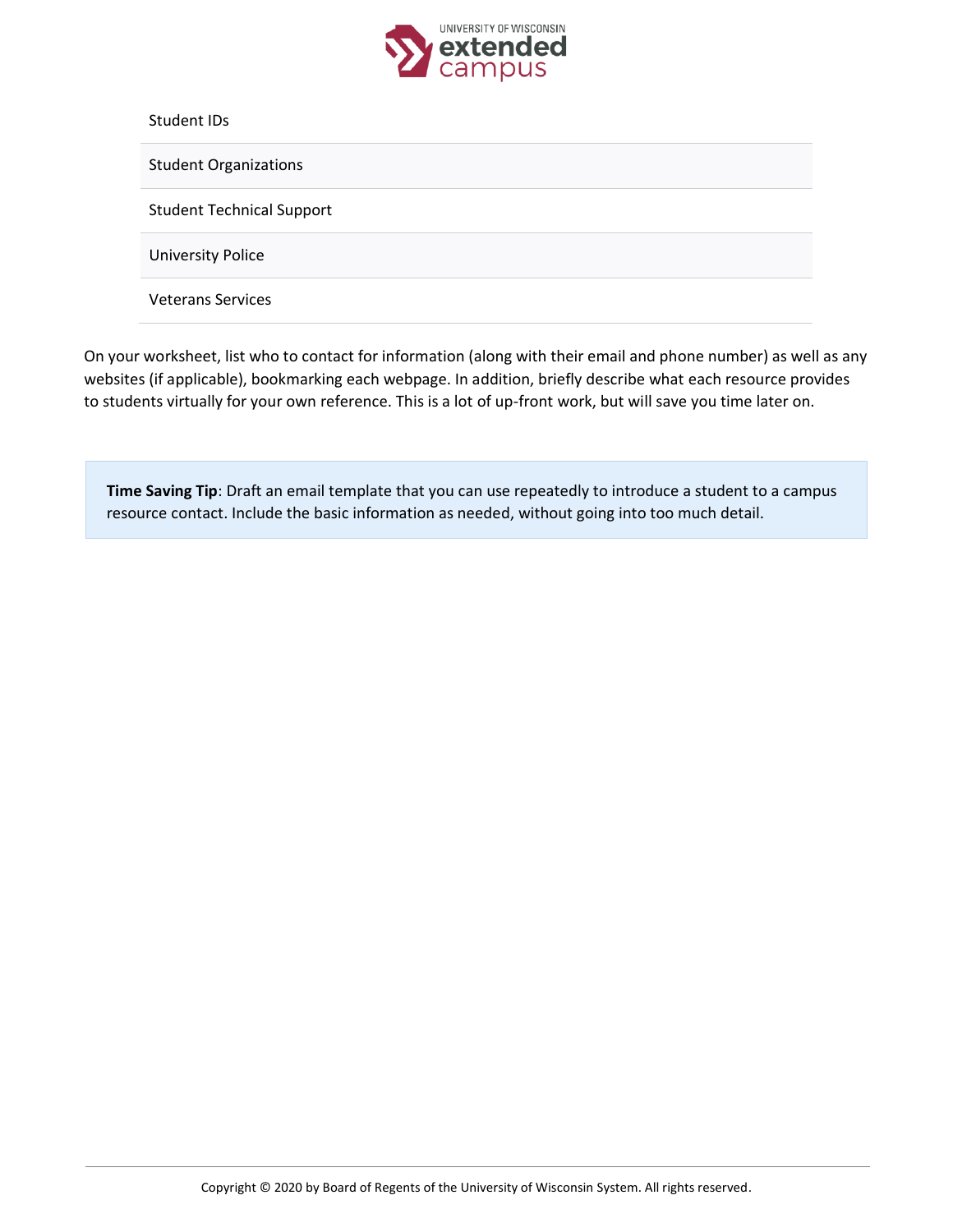| |
|---|
| Student IDs |
| Student Organizations |
| Student Technical Support |
| University Police |
| Veterans Services |

On your worksheet, list who to contact for information (along with their email and phone number) as well as any websites (if applicable), bookmarking each webpage. In addition, briefly describe what each resource provides to students virtually for your own reference. This is a lot of up-front work, but will save you time later on.

> **Time Saving Tip**: Draft an email template that you can use repeatedly to introduce a student to a campus resource contact. Include the basic information as needed, without going into too much detail.

Copyright © 2020 by Board of Regents of the University of Wisconsin System. All rights reserved.